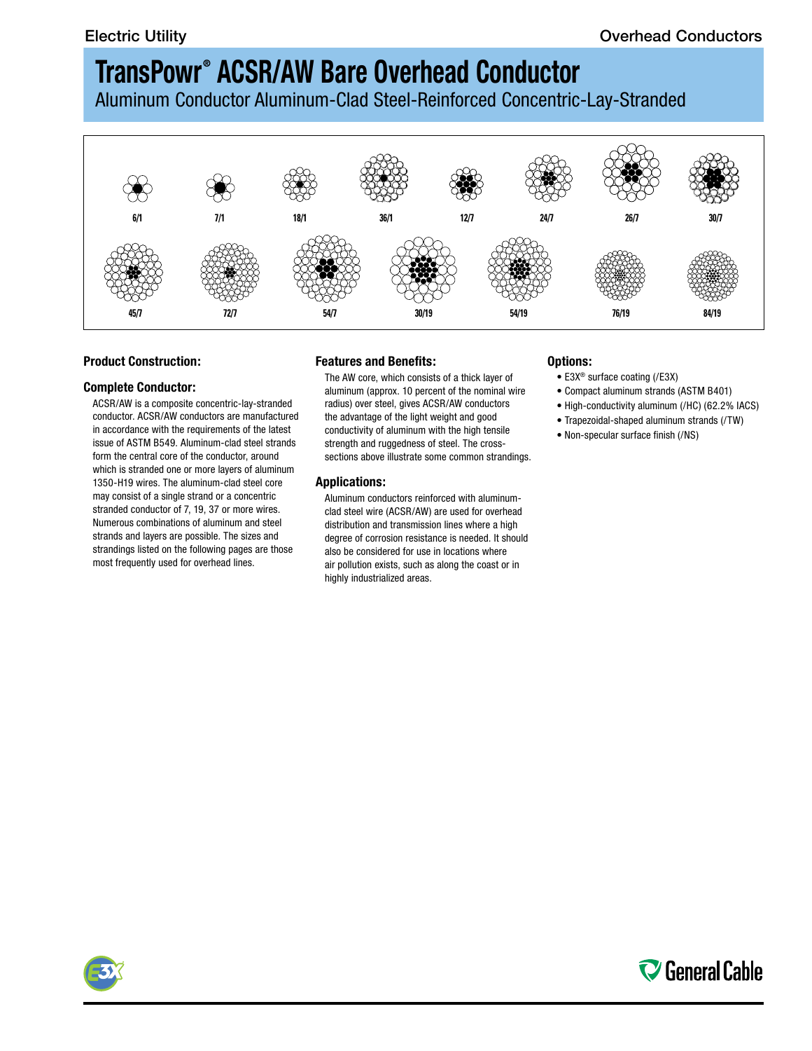Electric Utility

Overhead Conductors

# TransPowr® ACSR/AW Bare Overhead Conductor

Aluminum Conductor Aluminum-Clad Steel-Reinforced Concentric-Lay-Stranded

6/1   7/1   18/1   36/1   12/7   24/7   26/7   30/7

45/7   72/7   54/7   30/19   54/19   76/19   84/19

## Product Construction:

### Complete Conductor:

ACSR/AW is a composite concentric-lay-stranded conductor. ACSR/AW conductors are manufactured in accordance with the requirements of the latest issue of ASTM B549. Aluminum-clad steel strands form the central core of the conductor, around which is stranded one or more layers of aluminum 1350-H19 wires. The aluminum-clad steel core may consist of a single strand or a concentric stranded conductor of 7, 19, 37 or more wires. Numerous combinations of aluminum and steel strands and layers are possible. The sizes and strandings listed on the following pages are those most frequently used for overhead lines.

## Features and Benefits:

The AW core, which consists of a thick layer of aluminum (approx. 10 percent of the nominal wire radius) over steel, gives ACSR/AW conductors the advantage of the light weight and good conductivity of aluminum with the high tensile strength and ruggedness of steel. The cross-sections above illustrate some common strandings.

## Applications:

Aluminum conductors reinforced with aluminum-clad steel wire (ACSR/AW) are used for overhead distribution and transmission lines where a high degree of corrosion resistance is needed. It should also be considered for use in locations where air pollution exists, such as along the coast or in highly industrialized areas.

## Options:

- E3X® surface coating (/E3X)
- Compact aluminum strands (ASTM B401)
- High-conductivity aluminum (/HC) (62.2% IACS)
- Trapezoidal-shaped aluminum strands (/TW)
- Non-specular surface finish (/NS)

General Cable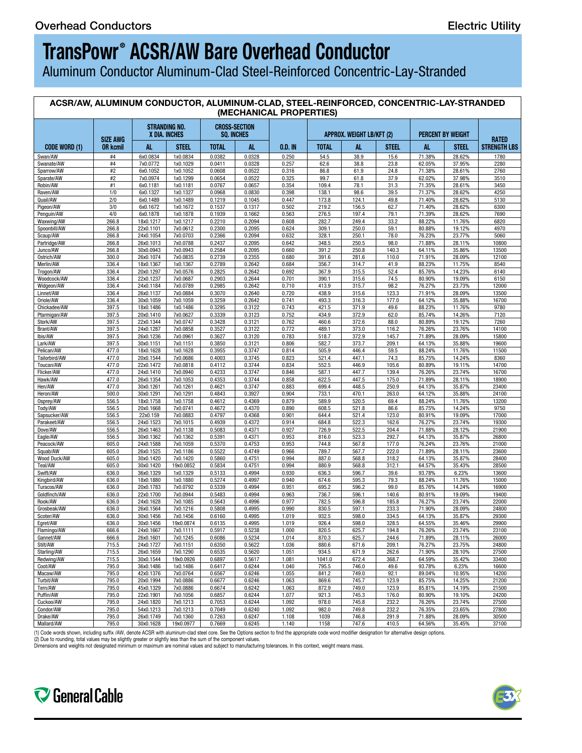# TransPowr® ACSR/AW Bare Overhead Conductor

Aluminum Conductor Aluminum-Clad Steel-Reinforced Concentric-Lay-Stranded

## ACSR/AW, ALUMINUM CONDUCTOR, ALUMINUM-CLAD, STEEL-REINFORCED, CONCENTRIC-LAY-STRANDED (MECHANICAL PROPERTIES)

| CODE WORD (1) | SIZE AWG OR kcmil | STRANDING NO. X DIA. INCHES | | CROSS-SECTION SQ. INCHES | | O.D. IN | APPROX. WEIGHT LB/KFT (2) | | | PERCENT BY WEIGHT | | RATED STRENGTH LBS |
|---|---|---|---|---|---|---|---|---|---|---|---|---|
| | | AL | STEEL | TOTAL | AL | | TOTAL | AL | STEEL | AL | STEEL | |
| Swan/AW | #4 | 6x0.0834 | 1x0.0834 | 0.0382 | 0.0328 | 0.250 | 54.5 | 38.9 | 15.6 | 71.38% | 28.62% | 1780 |
| Swanate/AW | #4 | 7x0.0772 | 1x0.1029 | 0.0411 | 0.0328 | 0.257 | 62.6 | 38.8 | 23.8 | 62.05% | 37.95% | 2280 |
| Sparrow/AW | #2 | 6x0.1052 | 1x0.1052 | 0.0608 | 0.0522 | 0.316 | 86.8 | 61.9 | 24.8 | 71.38% | 28.61% | 2760 |
| Sparate/AW | #2 | 7x0.0974 | 1x0.1299 | 0.0654 | 0.0522 | 0.325 | 99.7 | 61.8 | 37.9 | 62.02% | 37.98% | 3510 |
| Robin/AW | #1 | 6x0.1181 | 1x0.1181 | 0.0767 | 0.0657 | 0.354 | 109.4 | 78.1 | 31.3 | 71.35% | 28.61% | 3450 |
| Raven/AW | 1/0 | 6x0.1327 | 1x0.1327 | 0.0968 | 0.0830 | 0.398 | 138.1 | 98.6 | 39.5 | 71.37% | 28.62% | 4250 |
| Quail/AW | 2/0 | 6x0.1489 | 1x0.1489 | 0.1219 | 0.1045 | 0.447 | 173.8 | 124.1 | 49.8 | 71.40% | 28.62% | 5130 |
| Pigeon/AW | 3/0 | 6x0.1672 | 1x0.1672 | 0.1537 | 0.1317 | 0.502 | 219.2 | 156.5 | 62.7 | 71.40% | 28.62% | 6300 |
| Penguin/AW | 4/0 | 6x0.1878 | 1x0.1878 | 0.1939 | 0.1662 | 0.563 | 276.5 | 197.4 | 79.1 | 71.39% | 28.62% | 7690 |
| Waxwing/AW | 266.8 | 18x0.1217 | 1x0.1217 | 0.2210 | 0.2094 | 0.608 | 282.7 | 249.4 | 33.2 | 88.22% | 11.76% | 6820 |
| Spoonbill/AW | 266.8 | 22x0.1101 | 7x0.0612 | 0.2300 | 0.2095 | 0.624 | 309.1 | 250.0 | 59.1 | 80.88% | 19.12% | 4970 |
| Scaup/AW | 266.8 | 24x0.1054 | 7x0.0703 | 0.2366 | 0.2094 | 0.632 | 328.1 | 250.1 | 78.0 | 76.23% | 23.77% | 5060 |
| Partridge/AW | 266.8 | 26x0.1013 | 7x0.0788 | 0.2437 | 0.2095 | 0.642 | 348.5 | 250.5 | 98.0 | 71.88% | 28.11% | 10800 |
| Junco/AW | 266.8 | 30x0.0943 | 7x0.0943 | 0.2584 | 0.2095 | 0.660 | 391.2 | 250.8 | 140.3 | 64.11% | 35.86% | 13500 |
| Ostrich/AW | 300.0 | 26x0.1074 | 7x0.0835 | 0.2739 | 0.2355 | 0.680 | 391.6 | 281.6 | 110.0 | 71.91% | 28.09% | 12100 |
| Merlin/AW | 336.4 | 18x0.1367 | 1x0.1367 | 0.2789 | 0.2642 | 0.684 | 356.7 | 314.7 | 41.9 | 88.23% | 11.75% | 8540 |
| Trogon/AW | 336.4 | 20x0.1297 | 7x0.0576 | 0.2825 | 0.2642 | 0.692 | 367.9 | 315.5 | 52.4 | 85.76% | 14.23% | 6140 |
| Woodcock/AW | 336.4 | 22x0.1237 | 7x0.0687 | 0.2903 | 0.2644 | 0.701 | 390.1 | 315.6 | 74.5 | 80.90% | 19.09% | 6150 |
| Widgeon/AW | 336.4 | 24x0.1184 | 7x0.0789 | 0.2985 | 0.2642 | 0.710 | 413.9 | 315.7 | 98.2 | 76.27% | 23.73% | 12000 |
| Linnet/AW | 336.4 | 26x0.1137 | 7x0.0884 | 0.3070 | 0.2640 | 0.720 | 438.9 | 315.6 | 123.3 | 71.91% | 28.09% | 13500 |
| Oriole/AW | 336.4 | 30x0.1059 | 7x0.1059 | 0.3259 | 0.2642 | 0.741 | 493.3 | 316.3 | 177.0 | 64.12% | 35.88% | 16700 |
| Chickadee/AW | 397.5 | 18x0.1486 | 1x0.1486 | 0.3295 | 0.3122 | 0.743 | 421.5 | 371.9 | 49.6 | 88.23% | 11.76% | 9780 |
| Ptarmigan/AW | 397.5 | 20x0.1410 | 7x0.0627 | 0.3339 | 0.3123 | 0.752 | 434.9 | 372.9 | 62.0 | 85.74% | 14.26% | 7120 |
| Stork/AW | 397.5 | 22x0.1344 | 7x0.0747 | 0.3428 | 0.3121 | 0.762 | 460.6 | 372.6 | 88.0 | 80.89% | 19.12% | 7260 |
| Brant/AW | 397.5 | 24x0.1287 | 7x0.0858 | 0.3527 | 0.3122 | 0.772 | 489.1 | 373.0 | 116.2 | 76.26% | 23.76% | 14100 |
| Ibis/AW | 397.5 | 26x0.1236 | 7x0.0961 | 0.3627 | 0.3120 | 0.783 | 518.7 | 372.9 | 145.7 | 71.89% | 28.09% | 15800 |
| Lark/AW | 397.5 | 30x0.1151 | 7x0.1151 | 0.3850 | 0.3121 | 0.806 | 582.7 | 373.7 | 209.1 | 64.13% | 35.88% | 19600 |
| Pelican/AW | 477.0 | 18x0.1628 | 1x0.1628 | 0.3955 | 0.3747 | 0.814 | 505.9 | 446.4 | 59.5 | 88.24% | 11.76% | 11500 |
| Tailorbird/AW | 477.0 | 20x0.1544 | 7x0.0686 | 0.4003 | 0.3745 | 0.823 | 521.4 | 447.1 | 74.3 | 85.75% | 14.24% | 8360 |
| Toucan/AW | 477.0 | 22x0.1472 | 7x0.0818 | 0.4112 | 0.3744 | 0.834 | 552.5 | 446.9 | 105.6 | 80.89% | 19.11% | 14700 |
| Flicker/AW | 477.0 | 24x0.1410 | 7x0.0940 | 0.4233 | 0.3747 | 0.846 | 587.1 | 447.7 | 139.4 | 76.26% | 23.74% | 16700 |
| Hawk/AW | 477.0 | 26x0.1354 | 7x0.1053 | 0.4353 | 0.3744 | 0.858 | 622.5 | 447.5 | 175.0 | 71.89% | 28.11% | 18900 |
| Hen/AW | 477.0 | 30x0.1261 | 7x0.1261 | 0.4621 | 0.3747 | 0.883 | 699.4 | 448.5 | 250.9 | 64.13% | 35.87% | 23400 |
| Heron/AW | 500.0 | 30x0.1291 | 7x0.1291 | 0.4843 | 0.3927 | 0.904 | 733.1 | 470.1 | 263.0 | 64.12% | 35.88% | 24100 |
| Osprey/AW | 556.5 | 18x0.1758 | 1x0.1758 | 0.4612 | 0.4369 | 0.879 | 589.9 | 520.5 | 69.4 | 88.24% | 11.76% | 13200 |
| Tody/AW | 556.5 | 20x0.1668 | 7x0.0741 | 0.4672 | 0.4370 | 0.890 | 608.5 | 521.8 | 86.6 | 85.75% | 14.24% | 9750 |
| Sapsucker/AW | 556.5 | 22x0.159 | 7x0.0883 | 0.4797 | 0.4368 | 0.901 | 644.4 | 521.4 | 123.0 | 80.91% | 19.09% | 17000 |
| Parakeet/AW | 556.5 | 24x0.1523 | 7x0.1015 | 0.4939 | 0.4372 | 0.914 | 684.8 | 522.3 | 162.6 | 76.27% | 23.74% | 19300 |
| Dove/AW | 556.5 | 26x0.1463 | 7x0.1138 | 0.5083 | 0.4371 | 0.927 | 726.9 | 522.5 | 204.4 | 71.88% | 28.12% | 21900 |
| Eagle/AW | 556.5 | 30x0.1362 | 7x0.1362 | 0.5391 | 0.4371 | 0.953 | 816.0 | 523.3 | 292.7 | 64.13% | 35.87% | 26800 |
| Peacock/AW | 605.0 | 24x0.1588 | 7x0.1059 | 0.5370 | 0.4753 | 0.953 | 744.8 | 567.8 | 177.0 | 76.24% | 23.76% | 21000 |
| Squab/AW | 605.0 | 26x0.1525 | 7x0.1186 | 0.5522 | 0.4749 | 0.966 | 789.7 | 567.7 | 222.0 | 71.89% | 28.11% | 23600 |
| Wood Duck/AW | 605.0 | 30x0.1420 | 7x0.1420 | 0.5860 | 0.4751 | 0.994 | 887.0 | 568.8 | 318.2 | 64.13% | 35.87% | 28400 |
| Teal/AW | 605.0 | 30x0.1420 | 19x0.0852 | 0.5834 | 0.4751 | 0.994 | 880.9 | 568.8 | 312.1 | 64.57% | 35.43% | 28500 |
| Swift/AW | 636.0 | 36x0.1329 | 1x0.1329 | 0.5133 | 0.4994 | 0.930 | 636.3 | 596.7 | 39.6 | 93.78% | 6.23% | 13600 |
| Kingbird/AW | 636.0 | 18x0.1880 | 1x0.1880 | 0.5274 | 0.4997 | 0.940 | 674.6 | 595.3 | 79.3 | 88.24% | 11.76% | 15000 |
| Turacos/AW | 636.0 | 20x0.1783 | 7x0.0792 | 0.5339 | 0.4994 | 0.951 | 695.2 | 596.2 | 99.0 | 85.76% | 14.24% | 16900 |
| Goldfinch/AW | 636.0 | 22x0.1700 | 7x0.0944 | 0.5483 | 0.4994 | 0.963 | 736.7 | 596.1 | 140.6 | 80.91% | 19.09% | 19400 |
| Rook/AW | 636.0 | 24x0.1628 | 7x0.1085 | 0.5643 | 0.4996 | 0.977 | 782.5 | 596.8 | 185.8 | 76.27% | 23.74% | 22000 |
| Grosbeak/AW | 636.0 | 26x0.1564 | 7x0.1216 | 0.5808 | 0.4995 | 0.990 | 830.5 | 597.1 | 233.3 | 71.90% | 28.09% | 24800 |
| Scoter/AW | 636.0 | 30x0.1456 | 7x0.1456 | 0.6160 | 0.4995 | 1.019 | 932.5 | 598.0 | 334.5 | 64.13% | 35.87% | 29300 |
| Egret/AW | 636.0 | 30x0.1456 | 19x0.0874 | 0.6135 | 0.4995 | 1.019 | 926.4 | 598.0 | 328.5 | 64.55% | 35.46% | 29900 |
| Flamingo/AW | 666.6 | 24x0.1667 | 7x0.1111 | 0.5917 | 0.5238 | 1.000 | 820.5 | 625.7 | 194.8 | 76.26% | 23.74% | 23100 |
| Gannet/AW | 666.6 | 26x0.1601 | 7x0.1245 | 0.6086 | 0.5234 | 1.014 | 870.3 | 625.7 | 244.6 | 71.89% | 28.11% | 26000 |
| Stilt/AW | 715.5 | 24x0.1727 | 7x0.1151 | 0.6350 | 0.5622 | 1.036 | 880.6 | 671.6 | 209.1 | 76.27% | 23.75% | 24800 |
| Starling/AW | 715.5 | 26x0.1659 | 7x0.1290 | 0.6535 | 0.5620 | 1.051 | 934.5 | 671.9 | 262.6 | 71.90% | 28.10% | 27500 |
| Redwing/AW | 715.5 | 30x0.1544 | 19x0.0926 | 0.6897 | 0.5617 | 1.081 | 1041.0 | 672.4 | 368.7 | 64.59% | 35.42% | 33400 |
| Coot/AW | 795.0 | 36x0.1486 | 1x0.1486 | 0.6417 | 0.6244 | 1.040 | 795.5 | 746.0 | 49.6 | 93.78% | 6.23% | 16600 |
| Macaw/AW | 795.0 | 42x0.1376 | 7x0.0764 | 0.6567 | 0.6246 | 1.055 | 841.2 | 749.0 | 92.1 | 89.04% | 10.95% | 14200 |
| Turbit/AW | 795.0 | 20x0.1994 | 7x0.0886 | 0.6677 | 0.6246 | 1.063 | 869.6 | 745.7 | 123.9 | 85.75% | 14.25% | 21200 |
| Tern/AW | 795.0 | 45x0.1329 | 7x0.0886 | 0.6674 | 0.6242 | 1.063 | 872.9 | 749.0 | 123.9 | 85.81% | 14.19% | 21500 |
| Puffin/AW | 795.0 | 22x0.1901 | 7x0.1056 | 0.6857 | 0.6244 | 1.077 | 921.3 | 745.3 | 176.0 | 80.90% | 19.10% | 24200 |
| Cuckoo/AW | 795.0 | 24x0.1820 | 7x0.1213 | 0.7053 | 0.6244 | 1.092 | 978.0 | 745.8 | 232.2 | 76.26% | 23.74% | 27500 |
| Condor/AW | 795.0 | 54x0.1213 | 7x0.1213 | 0.7049 | 0.6240 | 1.092 | 982.0 | 749.8 | 232.2 | 76.35% | 23.65% | 27800 |
| Drake/AW | 795.0 | 26x0.1749 | 7x0.1360 | 0.7263 | 0.6247 | 1.108 | 1039 | 746.8 | 291.9 | 71.88% | 28.09% | 30500 |
| Mallard/AW | 795.0 | 30x0.1628 | 19x0.0977 | 0.7669 | 0.6245 | 1.140 | 1158 | 747.6 | 410.5 | 64.56% | 35.45% | 37100 |

(1) Code words shown, including suffix /AW, denote ACSR with aluminum-clad steel core. See the Options section to find the appropriate code word modifier designation for alternative design options.
(2) Due to rounding, total values may be slightly greater or slightly less than the sum of the component values.
Dimensions and weights not designated minimum or maximum are nominal values and subject to manufacturing tolerances. In this context, weight means mass.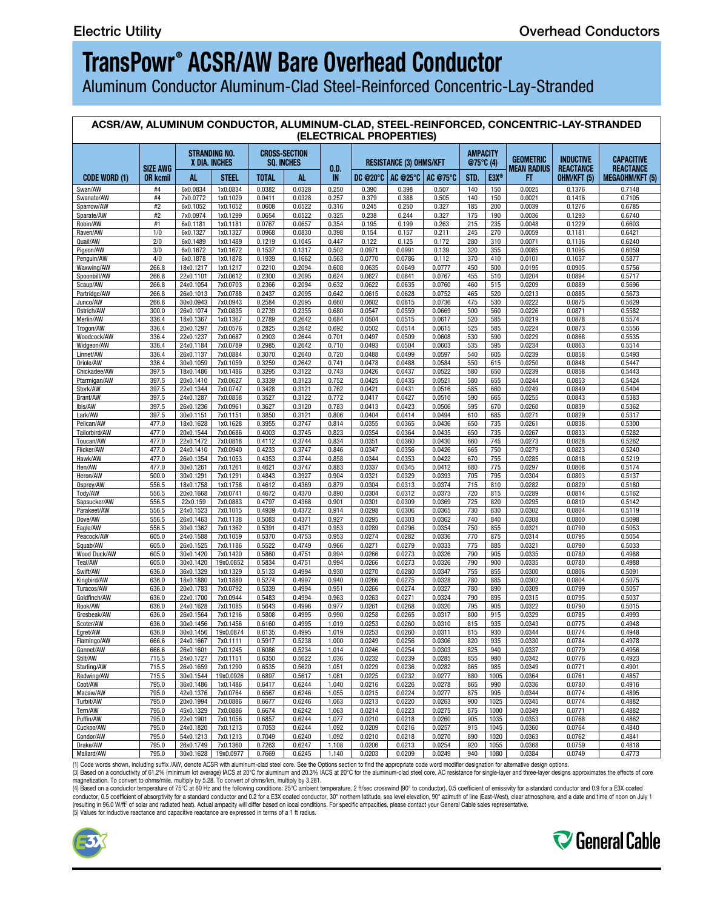# TransPowr® ACSR/AW Bare Overhead Conductor

Aluminum Conductor Aluminum-Clad Steel-Reinforced Concentric-Lay-Stranded

## ACSR/AW, ALUMINUM CONDUCTOR, ALUMINUM-CLAD, STEEL-REINFORCED, CONCENTRIC-LAY-STRANDED (ELECTRICAL PROPERTIES)

| CODE WORD (1) | SIZE AWG OR kcmil | STRANDING NO. X DIA. INCHES | | CROSS-SECTION SQ. INCHES | | O.D. IN | RESISTANCE (3) OHMS/KFT | | | AMPACITY @75°C (4) | | GEOMETRIC MEAN RADIUS FT | INDUCTIVE REACTANCE OHM/KFT (5) | CAPACITIVE REACTANCE MEGAOHM/KFT (5) |
|---|---|---|---|---|---|---|---|---|---|---|---|---|---|---|
| | | AL | STEEL | TOTAL | AL | | DC @20°C | AC @25°C | AC @75°C | STD. | E3X® | | | |
| Swan/AW | #4 | 6x0.0834 | 1x0.0834 | 0.0382 | 0.0328 | 0.250 | 0.390 | 0.398 | 0.507 | 140 | 150 | 0.0025 | 0.1376 | 0.7148 |
| Swanate/AW | #4 | 7x0.0772 | 1x0.1029 | 0.0411 | 0.0328 | 0.257 | 0.379 | 0.388 | 0.505 | 140 | 150 | 0.0021 | 0.1416 | 0.7105 |
| Sparrow/AW | #2 | 6x0.1052 | 1x0.1052 | 0.0608 | 0.0522 | 0.316 | 0.245 | 0.250 | 0.327 | 185 | 200 | 0.0039 | 0.1276 | 0.6785 |
| Sparate/AW | #2 | 7x0.0974 | 1x0.1299 | 0.0654 | 0.0522 | 0.325 | 0.238 | 0.244 | 0.327 | 175 | 190 | 0.0036 | 0.1293 | 0.6740 |
| Robin/AW | #1 | 6x0.1181 | 1x0.1181 | 0.0767 | 0.0657 | 0.354 | 0.195 | 0.199 | 0.263 | 215 | 235 | 0.0048 | 0.1229 | 0.6603 |
| Raven/AW | 1/0 | 6x0.1327 | 1x0.1327 | 0.0968 | 0.0830 | 0.398 | 0.154 | 0.157 | 0.211 | 245 | 270 | 0.0059 | 0.1181 | 0.6421 |
| Quail/AW | 2/0 | 6x0.1489 | 1x0.1489 | 0.1219 | 0.1045 | 0.447 | 0.122 | 0.125 | 0.172 | 280 | 310 | 0.0071 | 0.1136 | 0.6240 |
| Pigeon/AW | 3/0 | 6x0.1672 | 1x0.1672 | 0.1537 | 0.1317 | 0.502 | 0.0971 | 0.0991 | 0.139 | 320 | 355 | 0.0085 | 0.1095 | 0.6059 |
| Penguin/AW | 4/0 | 6x0.1878 | 1x0.1878 | 0.1939 | 0.1662 | 0.563 | 0.0770 | 0.0786 | 0.112 | 370 | 410 | 0.0101 | 0.1057 | 0.5877 |
| Waxwing/AW | 266.8 | 18x0.1217 | 1x0.1217 | 0.2210 | 0.2094 | 0.608 | 0.0635 | 0.0649 | 0.0777 | 450 | 500 | 0.0195 | 0.0905 | 0.5756 |
| Spoonbill/AW | 266.8 | 22x0.1101 | 7x0.0612 | 0.2300 | 0.2095 | 0.624 | 0.0627 | 0.0641 | 0.0767 | 455 | 510 | 0.0204 | 0.0894 | 0.5717 |
| Scaup/AW | 266.8 | 24x0.1054 | 7x0.0703 | 0.2366 | 0.2094 | 0.632 | 0.0622 | 0.0635 | 0.0760 | 460 | 515 | 0.0209 | 0.0889 | 0.5696 |
| Partridge/AW | 266.8 | 26x0.1013 | 7x0.0788 | 0.2437 | 0.2095 | 0.642 | 0.0615 | 0.0628 | 0.0752 | 465 | 520 | 0.0213 | 0.0885 | 0.5673 |
| Junco/AW | 266.8 | 30x0.0943 | 7x0.0943 | 0.2584 | 0.2095 | 0.660 | 0.0602 | 0.0615 | 0.0736 | 475 | 530 | 0.0222 | 0.0875 | 0.5629 |
| Ostrich/AW | 300.0 | 26x0.1074 | 7x0.0835 | 0.2739 | 0.2355 | 0.680 | 0.0547 | 0.0559 | 0.0669 | 500 | 560 | 0.0226 | 0.0871 | 0.5582 |
| Merlin/AW | 336.4 | 18x0.1367 | 1x0.1367 | 0.2789 | 0.2642 | 0.684 | 0.0504 | 0.0515 | 0.0617 | 520 | 585 | 0.0219 | 0.0878 | 0.5574 |
| Trogon/AW | 336.4 | 20x0.1297 | 7x0.0576 | 0.2825 | 0.2642 | 0.692 | 0.0502 | 0.0514 | 0.0615 | 525 | 585 | 0.0224 | 0.0873 | 0.5556 |
| Woodcock/AW | 336.4 | 22x0.1237 | 7x0.0687 | 0.2903 | 0.2644 | 0.701 | 0.0497 | 0.0509 | 0.0608 | 530 | 590 | 0.0229 | 0.0868 | 0.5535 |
| Widgeon/AW | 336.4 | 24x0.1184 | 7x0.0789 | 0.2985 | 0.2642 | 0.710 | 0.0493 | 0.0504 | 0.0603 | 535 | 595 | 0.0234 | 0.0863 | 0.5514 |
| Linnet/AW | 336.4 | 26x0.1137 | 7x0.0884 | 0.3070 | 0.2640 | 0.720 | 0.0488 | 0.0499 | 0.0597 | 540 | 605 | 0.0239 | 0.0858 | 0.5493 |
| Oriole/AW | 336.4 | 30x0.1059 | 7x0.1059 | 0.3259 | 0.2642 | 0.741 | 0.0478 | 0.0488 | 0.0584 | 550 | 615 | 0.0250 | 0.0848 | 0.5447 |
| Chickadee/AW | 397.5 | 18x0.1486 | 1x0.1486 | 0.3295 | 0.3122 | 0.743 | 0.0426 | 0.0437 | 0.0522 | 580 | 650 | 0.0239 | 0.0858 | 0.5443 |
| Ptarmigan/AW | 397.5 | 20x0.1410 | 7x0.0627 | 0.3339 | 0.3123 | 0.752 | 0.0425 | 0.0435 | 0.0521 | 580 | 655 | 0.0244 | 0.0853 | 0.5424 |
| Stork/AW | 397.5 | 22x0.1344 | 7x0.0747 | 0.3428 | 0.3121 | 0.762 | 0.0421 | 0.0431 | 0.0516 | 585 | 660 | 0.0249 | 0.0849 | 0.5404 |
| Brant/AW | 397.5 | 24x0.1287 | 7x0.0858 | 0.3527 | 0.3122 | 0.772 | 0.0417 | 0.0427 | 0.0510 | 590 | 665 | 0.0255 | 0.0843 | 0.5383 |
| Ibis/AW | 397.5 | 26x0.1236 | 7x0.0961 | 0.3627 | 0.3120 | 0.783 | 0.0413 | 0.0423 | 0.0506 | 595 | 670 | 0.0260 | 0.0839 | 0.5362 |
| Lark/AW | 397.5 | 30x0.1151 | 7x0.1151 | 0.3850 | 0.3121 | 0.806 | 0.0404 | 0.0414 | 0.0494 | 610 | 685 | 0.0271 | 0.0829 | 0.5317 |
| Pelican/AW | 477.0 | 18x0.1628 | 1x0.1628 | 0.3955 | 0.3747 | 0.814 | 0.0355 | 0.0365 | 0.0436 | 650 | 735 | 0.0261 | 0.0838 | 0.5300 |
| Tailorbird/AW | 477.0 | 20x0.1544 | 7x0.0686 | 0.4003 | 0.3745 | 0.823 | 0.0354 | 0.0364 | 0.0435 | 650 | 735 | 0.0267 | 0.0833 | 0.5282 |
| Toucan/AW | 477.0 | 22x0.1472 | 7x0.0818 | 0.4112 | 0.3744 | 0.834 | 0.0351 | 0.0360 | 0.0430 | 660 | 745 | 0.0273 | 0.0828 | 0.5262 |
| Flicker/AW | 477.0 | 24x0.1410 | 7x0.0940 | 0.4233 | 0.3747 | 0.846 | 0.0347 | 0.0356 | 0.0426 | 665 | 750 | 0.0279 | 0.0823 | 0.5240 |
| Hawk/AW | 477.0 | 26x0.1354 | 7x0.1053 | 0.4353 | 0.3744 | 0.858 | 0.0344 | 0.0353 | 0.0422 | 670 | 755 | 0.0285 | 0.0818 | 0.5219 |
| Hen/AW | 477.0 | 30x0.1261 | 7x0.1261 | 0.4621 | 0.3747 | 0.883 | 0.0337 | 0.0345 | 0.0412 | 680 | 775 | 0.0297 | 0.0808 | 0.5174 |
| Heron/AW | 500.0 | 30x0.1291 | 7x0.1291 | 0.4843 | 0.3927 | 0.904 | 0.0321 | 0.0329 | 0.0393 | 705 | 795 | 0.0304 | 0.0803 | 0.5137 |
| Osprey/AW | 556.5 | 18x0.1758 | 1x0.1758 | 0.4612 | 0.4369 | 0.879 | 0.0304 | 0.0313 | 0.0374 | 715 | 810 | 0.0282 | 0.0820 | 0.5180 |
| Tody/AW | 556.5 | 20x0.1668 | 7x0.0741 | 0.4672 | 0.4370 | 0.890 | 0.0304 | 0.0312 | 0.0373 | 720 | 815 | 0.0289 | 0.0814 | 0.5162 |
| Sapsucker/AW | 556.5 | 22x0.159 | 7x0.0883 | 0.4797 | 0.4368 | 0.901 | 0.0301 | 0.0309 | 0.0369 | 725 | 820 | 0.0295 | 0.0810 | 0.5142 |
| Parakeet/AW | 556.5 | 24x0.1523 | 7x0.1015 | 0.4939 | 0.4372 | 0.914 | 0.0298 | 0.0306 | 0.0365 | 730 | 830 | 0.0302 | 0.0804 | 0.5119 |
| Dove/AW | 556.5 | 26x0.1463 | 7x0.1138 | 0.5083 | 0.4371 | 0.927 | 0.0295 | 0.0303 | 0.0362 | 740 | 840 | 0.0308 | 0.0800 | 0.5098 |
| Eagle/AW | 556.5 | 30x0.1362 | 7x0.1362 | 0.5391 | 0.4371 | 0.953 | 0.0289 | 0.0296 | 0.0354 | 750 | 855 | 0.0321 | 0.0790 | 0.5053 |
| Peacock/AW | 605.0 | 24x0.1588 | 7x0.1059 | 0.5370 | 0.4753 | 0.953 | 0.0274 | 0.0282 | 0.0336 | 770 | 875 | 0.0314 | 0.0795 | 0.5054 |
| Squab/AW | 605.0 | 26x0.1525 | 7x0.1186 | 0.5522 | 0.4749 | 0.966 | 0.0271 | 0.0279 | 0.0333 | 775 | 885 | 0.0321 | 0.0790 | 0.5033 |
| Wood Duck/AW | 605.0 | 30x0.1420 | 7x0.1420 | 0.5860 | 0.4751 | 0.994 | 0.0266 | 0.0273 | 0.0326 | 790 | 905 | 0.0335 | 0.0780 | 0.4988 |
| Teal/AW | 605.0 | 30x0.1420 | 19x0.0852 | 0.5834 | 0.4751 | 0.994 | 0.0266 | 0.0273 | 0.0326 | 790 | 900 | 0.0335 | 0.0780 | 0.4988 |
| Swift/AW | 636.0 | 36x0.1329 | 1x0.1329 | 0.5133 | 0.4994 | 0.930 | 0.0270 | 0.0280 | 0.0347 | 755 | 855 | 0.0300 | 0.0806 | 0.5091 |
| Kingbird/AW | 636.0 | 18x0.1880 | 1x0.1880 | 0.5274 | 0.4997 | 0.940 | 0.0266 | 0.0275 | 0.0328 | 780 | 885 | 0.0302 | 0.0804 | 0.5075 |
| Turacos/AW | 636.0 | 20x0.1783 | 7x0.0792 | 0.5339 | 0.4994 | 0.951 | 0.0266 | 0.0274 | 0.0327 | 780 | 890 | 0.0309 | 0.0799 | 0.5057 |
| Goldfinch/AW | 636.0 | 22x0.1700 | 7x0.0944 | 0.5483 | 0.4994 | 0.963 | 0.0263 | 0.0271 | 0.0324 | 790 | 895 | 0.0315 | 0.0795 | 0.5037 |
| Rook/AW | 636.0 | 24x0.1628 | 7x0.1085 | 0.5643 | 0.4996 | 0.977 | 0.0261 | 0.0268 | 0.0320 | 795 | 905 | 0.0322 | 0.0790 | 0.5015 |
| Grosbeak/AW | 636.0 | 26x0.1564 | 7x0.1216 | 0.5808 | 0.4995 | 0.990 | 0.0258 | 0.0265 | 0.0317 | 800 | 915 | 0.0329 | 0.0785 | 0.4993 |
| Scoter/AW | 636.0 | 30x0.1456 | 7x0.1456 | 0.6160 | 0.4995 | 1.019 | 0.0253 | 0.0260 | 0.0310 | 815 | 935 | 0.0343 | 0.0775 | 0.4948 |
| Egret/AW | 636.0 | 30x0.1456 | 19x0.0874 | 0.6135 | 0.4995 | 1.019 | 0.0253 | 0.0260 | 0.0311 | 815 | 930 | 0.0344 | 0.0774 | 0.4948 |
| Flamingo/AW | 666.6 | 24x0.1667 | 7x0.1111 | 0.5917 | 0.5238 | 1.000 | 0.0249 | 0.0256 | 0.0306 | 820 | 935 | 0.0330 | 0.0784 | 0.4978 |
| Gannet/AW | 666.6 | 26x0.1601 | 7x0.1245 | 0.6086 | 0.5234 | 1.014 | 0.0246 | 0.0254 | 0.0303 | 825 | 940 | 0.0337 | 0.0779 | 0.4956 |
| Stilt/AW | 715.5 | 24x0.1727 | 7x0.1151 | 0.6350 | 0.5622 | 1.036 | 0.0232 | 0.0239 | 0.0285 | 855 | 980 | 0.0342 | 0.0776 | 0.4923 |
| Starling/AW | 715.5 | 26x0.1659 | 7x0.1290 | 0.6535 | 0.5620 | 1.051 | 0.0229 | 0.0236 | 0.0282 | 865 | 985 | 0.0349 | 0.0771 | 0.4901 |
| Redwing/AW | 715.5 | 30x0.1544 | 19x0.0926 | 0.6897 | 0.5617 | 1.081 | 0.0225 | 0.0232 | 0.0277 | 880 | 1005 | 0.0364 | 0.0761 | 0.4857 |
| Coot/AW | 795.0 | 36x0.1486 | 1x0.1486 | 0.6417 | 0.6244 | 1.040 | 0.0216 | 0.0226 | 0.0278 | 865 | 990 | 0.0336 | 0.0780 | 0.4916 |
| Macaw/AW | 795.0 | 42x0.1376 | 7x0.0764 | 0.6567 | 0.6246 | 1.055 | 0.0215 | 0.0224 | 0.0277 | 875 | 995 | 0.0344 | 0.0774 | 0.4895 |
| Turbit/AW | 795.0 | 20x0.1994 | 7x0.0886 | 0.6677 | 0.6246 | 1.063 | 0.0213 | 0.0220 | 0.0263 | 900 | 1025 | 0.0345 | 0.0774 | 0.4882 |
| Tern/AW | 795.0 | 45x0.1329 | 7x0.0886 | 0.6674 | 0.6242 | 1.063 | 0.0214 | 0.0223 | 0.0275 | 875 | 1000 | 0.0349 | 0.0771 | 0.4882 |
| Puffin/AW | 795.0 | 22x0.1901 | 7x0.1056 | 0.6857 | 0.6244 | 1.077 | 0.0210 | 0.0218 | 0.0260 | 905 | 1035 | 0.0353 | 0.0768 | 0.4862 |
| Cuckoo/AW | 795.0 | 24x0.1820 | 7x0.1213 | 0.7053 | 0.6244 | 1.092 | 0.0209 | 0.0216 | 0.0257 | 915 | 1045 | 0.0360 | 0.0764 | 0.4840 |
| Condor/AW | 795.0 | 54x0.1213 | 7x0.1213 | 0.7049 | 0.6240 | 1.092 | 0.0210 | 0.0218 | 0.0270 | 890 | 1020 | 0.0363 | 0.0762 | 0.4841 |
| Drake/AW | 795.0 | 26x0.1749 | 7x0.1360 | 0.7263 | 0.6247 | 1.108 | 0.0206 | 0.0213 | 0.0254 | 920 | 1055 | 0.0368 | 0.0759 | 0.4818 |
| Mallard/AW | 795.0 | 30x0.1628 | 19x0.0977 | 0.7669 | 0.6245 | 1.140 | 0.0203 | 0.0209 | 0.0249 | 940 | 1080 | 0.0384 | 0.0749 | 0.4773 |

(1) Code words shown, including suffix /AW, denote ACSR with aluminum-clad steel core. See the Options section to find the appropriate code word modifier designation for alternative design options.
(3) Based on a conductivity of 61.2% (minimum lot average) IACS at 20°C for aluminum and 20.3% IACS at 20°C for the aluminum-clad steel core. AC resistance for single-layer and three-layer designs approximates the effects of core magnetization. To convert to ohms/mile, multiply by 5.28. To convert of ohms/km, multiply by 3.281.
(4) Based on a conductor temperature of 75°C at 60 Hz and the following conditions: 25°C ambient temperature, 2 ft/sec crosswind (90° to conductor), 0.5 coefficient of emissivity for a standard conductor and 0.9 for a E3X coated conductor, 0.5 coefficient of absorptivity for a standard conductor and 0.2 for a E3X coated conductor, 30° northern latitude, sea level elevation, 90° azimuth of line (East-West), clear atmosphere, and a date and time of noon on July 1 (resulting in 96.0 W/ft² of solar and radiated heat). Actual ampacity will differ based on local conditions. For specific ampacities, please contact your General Cable sales representative.
(5) Values for inductive reactance and capacitive reactance are expressed in terms of a 1 ft radius.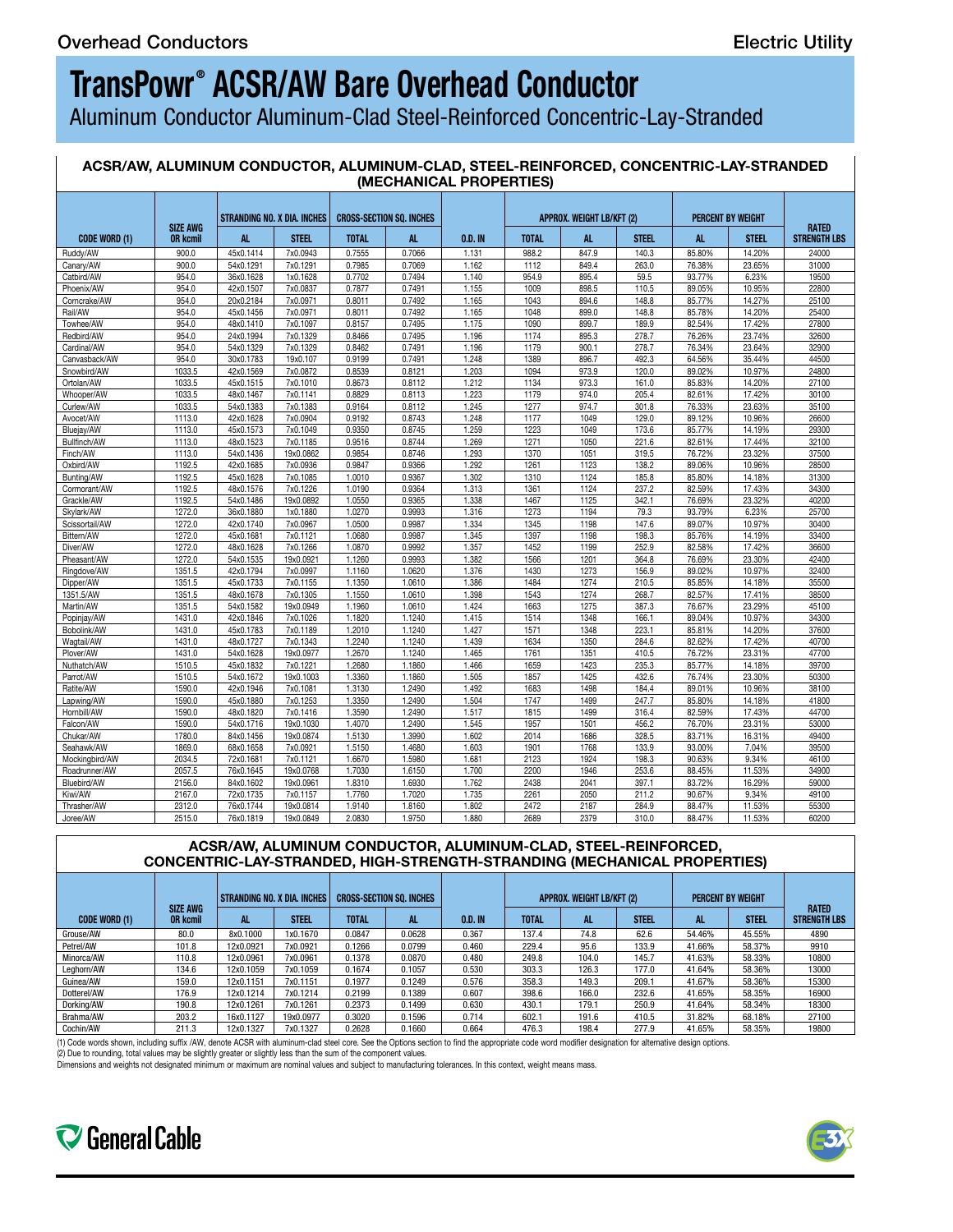# TransPowr® ACSR/AW Bare Overhead Conductor

Aluminum Conductor Aluminum-Clad Steel-Reinforced Concentric-Lay-Stranded

## ACSR/AW, ALUMINUM CONDUCTOR, ALUMINUM-CLAD, STEEL-REINFORCED, CONCENTRIC-LAY-STRANDED (MECHANICAL PROPERTIES)

| CODE WORD (1) | SIZE AWG OR kcmil | STRANDING NO. X DIA. INCHES | | CROSS-SECTION SQ. INCHES | | O.D. IN | APPROX. WEIGHT LB/KFT (2) | | | PERCENT BY WEIGHT | | RATED STRENGTH LBS |
|---|---|---|---|---|---|---|---|---|---|---|---|---|
| | | AL | STEEL | TOTAL | AL | | TOTAL | AL | STEEL | AL | STEEL | |
| Ruddy/AW | 900.0 | 45x0.1414 | 7x0.0943 | 0.7555 | 0.7066 | 1.131 | 988.2 | 847.9 | 140.3 | 85.80% | 14.20% | 24000 |
| Canary/AW | 900.0 | 54x0.1291 | 7x0.1291 | 0.7985 | 0.7069 | 1.162 | 1112 | 849.4 | 263.0 | 76.38% | 23.65% | 31000 |
| Catbird/AW | 954.0 | 36x0.1628 | 1x0.1628 | 0.7702 | 0.7494 | 1.140 | 954.9 | 895.4 | 59.5 | 93.77% | 6.23% | 19500 |
| Phoenix/AW | 954.0 | 42x0.1507 | 7x0.0837 | 0.7877 | 0.7491 | 1.155 | 1009 | 898.5 | 110.5 | 89.05% | 10.95% | 22800 |
| Corncrake/AW | 954.0 | 20x0.2184 | 7x0.0971 | 0.8011 | 0.7492 | 1.165 | 1043 | 894.6 | 148.8 | 85.77% | 14.27% | 25100 |
| Rail/AW | 954.0 | 45x0.1456 | 7x0.0971 | 0.8011 | 0.7492 | 1.165 | 1048 | 899.0 | 148.8 | 85.78% | 14.20% | 25400 |
| Towhee/AW | 954.0 | 48x0.1410 | 7x0.1097 | 0.8157 | 0.7495 | 1.175 | 1090 | 899.7 | 189.9 | 82.54% | 17.42% | 27800 |
| Redbird/AW | 954.0 | 24x0.1994 | 7x0.1329 | 0.8466 | 0.7495 | 1.196 | 1174 | 895.3 | 278.7 | 76.26% | 23.74% | 32600 |
| Cardinal/AW | 954.0 | 54x0.1329 | 7x0.1329 | 0.8462 | 0.7491 | 1.196 | 1179 | 900.1 | 278.7 | 76.34% | 23.64% | 32900 |
| Canvasback/AW | 954.0 | 30x0.1783 | 19x0.107 | 0.9199 | 0.7491 | 1.248 | 1389 | 896.7 | 492.3 | 64.56% | 35.44% | 44500 |
| Snowbird/AW | 1033.5 | 42x0.1569 | 7x0.0872 | 0.8539 | 0.8121 | 1.203 | 1094 | 973.9 | 120.0 | 89.02% | 10.97% | 24800 |
| Ortolan/AW | 1033.5 | 45x0.1515 | 7x0.1010 | 0.8673 | 0.8112 | 1.212 | 1134 | 973.3 | 161.0 | 85.83% | 14.20% | 27100 |
| Whooper/AW | 1033.5 | 48x0.1467 | 7x0.1141 | 0.8829 | 0.8113 | 1.223 | 1179 | 974.0 | 205.4 | 82.61% | 17.42% | 30100 |
| Curlew/AW | 1033.5 | 54x0.1383 | 7x0.1383 | 0.9164 | 0.8112 | 1.245 | 1277 | 974.7 | 301.8 | 76.33% | 23.63% | 35100 |
| Avocet/AW | 1113.0 | 42x0.1628 | 7x0.0904 | 0.9192 | 0.8743 | 1.248 | 1177 | 1049 | 129.0 | 89.12% | 10.96% | 26600 |
| Bluejay/AW | 1113.0 | 45x0.1573 | 7x0.1049 | 0.9350 | 0.8745 | 1.259 | 1223 | 1049 | 173.6 | 85.77% | 14.19% | 29300 |
| Bullfinch/AW | 1113.0 | 48x0.1523 | 7x0.1185 | 0.9516 | 0.8744 | 1.269 | 1271 | 1050 | 221.6 | 82.61% | 17.44% | 32100 |
| Finch/AW | 1113.0 | 54x0.1436 | 19x0.0862 | 0.9854 | 0.8746 | 1.293 | 1370 | 1051 | 319.5 | 76.72% | 23.32% | 37500 |
| Oxbird/AW | 1192.5 | 42x0.1685 | 7x0.0936 | 0.9847 | 0.9366 | 1.292 | 1261 | 1123 | 138.2 | 89.06% | 10.96% | 28500 |
| Bunting/AW | 1192.5 | 45x0.1628 | 7x0.1085 | 1.0010 | 0.9367 | 1.302 | 1310 | 1124 | 185.8 | 85.80% | 14.18% | 31300 |
| Cormorant/AW | 1192.5 | 48x0.1576 | 7x0.1226 | 1.0190 | 0.9364 | 1.313 | 1361 | 1124 | 237.2 | 82.59% | 17.43% | 34300 |
| Grackle/AW | 1192.5 | 54x0.1486 | 19x0.0892 | 1.0550 | 0.9365 | 1.338 | 1467 | 1125 | 342.1 | 76.69% | 23.32% | 40200 |
| Skylark/AW | 1272.0 | 36x0.1880 | 1x0.1880 | 1.0270 | 0.9993 | 1.316 | 1273 | 1194 | 79.3 | 93.79% | 6.23% | 25700 |
| Scissortail/AW | 1272.0 | 42x0.1740 | 7x0.0967 | 1.0500 | 0.9987 | 1.334 | 1345 | 1198 | 147.6 | 89.07% | 10.97% | 30400 |
| Bittern/AW | 1272.0 | 45x0.1681 | 7x0.1121 | 1.0680 | 0.9987 | 1.345 | 1397 | 1198 | 198.3 | 85.76% | 14.19% | 33400 |
| Diver/AW | 1272.0 | 48x0.1628 | 7x0.1266 | 1.0870 | 0.9992 | 1.357 | 1452 | 1199 | 252.9 | 82.58% | 17.42% | 36600 |
| Pheasant/AW | 1272.0 | 54x0.1535 | 19x0.0921 | 1.1260 | 0.9993 | 1.382 | 1566 | 1201 | 364.8 | 76.69% | 23.30% | 42400 |
| Ringdove/AW | 1351.5 | 42x0.1794 | 7x0.0997 | 1.1160 | 1.0620 | 1.376 | 1430 | 1273 | 156.9 | 89.02% | 10.97% | 32400 |
| Dipper/AW | 1351.5 | 45x0.1733 | 7x0.1155 | 1.1350 | 1.0610 | 1.386 | 1484 | 1274 | 210.5 | 85.85% | 14.18% | 35500 |
| 1351.5/AW | 1351.5 | 48x0.1678 | 7x0.1305 | 1.1550 | 1.0610 | 1.398 | 1543 | 1274 | 268.7 | 82.57% | 17.41% | 38500 |
| Martin/AW | 1351.5 | 54x0.1582 | 19x0.0949 | 1.1960 | 1.0610 | 1.424 | 1663 | 1275 | 387.3 | 76.67% | 23.29% | 45100 |
| Popinjay/AW | 1431.0 | 42x0.1846 | 7x0.1026 | 1.1820 | 1.1240 | 1.415 | 1514 | 1348 | 166.1 | 89.04% | 10.97% | 34300 |
| Bobolink/AW | 1431.0 | 45x0.1783 | 7x0.1189 | 1.2010 | 1.1240 | 1.427 | 1571 | 1348 | 223.1 | 85.81% | 14.20% | 37600 |
| Wagtail/AW | 1431.0 | 48x0.1727 | 7x0.1343 | 1.2240 | 1.1240 | 1.439 | 1634 | 1350 | 284.6 | 82.62% | 17.42% | 40700 |
| Plover/AW | 1431.0 | 54x0.1628 | 19x0.0977 | 1.2670 | 1.1240 | 1.465 | 1761 | 1351 | 410.5 | 76.72% | 23.31% | 47700 |
| Nuthatch/AW | 1510.5 | 45x0.1832 | 7x0.1221 | 1.2680 | 1.1860 | 1.466 | 1659 | 1423 | 235.3 | 85.77% | 14.18% | 39700 |
| Parrot/AW | 1510.5 | 54x0.1672 | 19x0.1003 | 1.3360 | 1.1860 | 1.505 | 1857 | 1425 | 432.6 | 76.74% | 23.30% | 50300 |
| Ratite/AW | 1590.0 | 42x0.1946 | 7x0.1081 | 1.3130 | 1.2490 | 1.492 | 1683 | 1498 | 184.4 | 89.01% | 10.96% | 38100 |
| Lapwing/AW | 1590.0 | 45x0.1880 | 7x0.1253 | 1.3350 | 1.2490 | 1.504 | 1747 | 1499 | 247.7 | 85.80% | 14.18% | 41800 |
| Hornbill/AW | 1590.0 | 48x0.1820 | 7x0.1416 | 1.3590 | 1.2490 | 1.517 | 1815 | 1499 | 316.4 | 82.59% | 17.43% | 44700 |
| Falcon/AW | 1590.0 | 54x0.1716 | 19x0.1030 | 1.4070 | 1.2490 | 1.545 | 1957 | 1501 | 456.2 | 76.70% | 23.31% | 53000 |
| Chukar/AW | 1780.0 | 84x0.1456 | 19x0.0874 | 1.5130 | 1.3990 | 1.602 | 2014 | 1686 | 328.5 | 83.71% | 16.31% | 49400 |
| Seahawk/AW | 1869.0 | 68x0.1658 | 7x0.0921 | 1.5150 | 1.4680 | 1.603 | 1901 | 1768 | 133.9 | 93.00% | 7.04% | 39500 |
| Mockingbird/AW | 2034.5 | 72x0.1681 | 7x0.1121 | 1.6670 | 1.5980 | 1.681 | 2123 | 1924 | 198.3 | 90.63% | 9.34% | 46100 |
| Roadrunner/AW | 2057.5 | 76x0.1645 | 19x0.0768 | 1.7030 | 1.6150 | 1.700 | 2200 | 1946 | 253.6 | 88.45% | 11.53% | 34900 |
| Bluebird/AW | 2156.0 | 84x0.1602 | 19x0.0961 | 1.8310 | 1.6930 | 1.762 | 2438 | 2041 | 397.1 | 83.72% | 16.29% | 59000 |
| Kiwi/AW | 2167.0 | 72x0.1735 | 7x0.1157 | 1.7760 | 1.7020 | 1.735 | 2261 | 2050 | 211.2 | 90.67% | 9.34% | 49100 |
| Thrasher/AW | 2312.0 | 76x0.1744 | 19x0.0814 | 1.9140 | 1.8160 | 1.802 | 2472 | 2187 | 284.9 | 88.47% | 11.53% | 55300 |
| Joree/AW | 2515.0 | 76x0.1819 | 19x0.0849 | 2.0830 | 1.9750 | 1.880 | 2689 | 2379 | 310.0 | 88.47% | 11.53% | 60200 |

## ACSR/AW, ALUMINUM CONDUCTOR, ALUMINUM-CLAD, STEEL-REINFORCED, CONCENTRIC-LAY-STRANDED, HIGH-STRENGTH-STRANDING (MECHANICAL PROPERTIES)

| CODE WORD (1) | SIZE AWG OR kcmil | STRANDING NO. X DIA. INCHES | | CROSS-SECTION SQ. INCHES | | O.D. IN | APPROX. WEIGHT LB/KFT (2) | | | PERCENT BY WEIGHT | | RATED STRENGTH LBS |
|---|---|---|---|---|---|---|---|---|---|---|---|---|
| | | AL | STEEL | TOTAL | AL | | TOTAL | AL | STEEL | AL | STEEL | |
| Grouse/AW | 80.0 | 8x0.1000 | 1x0.1670 | 0.0847 | 0.0628 | 0.367 | 137.4 | 74.8 | 62.6 | 54.46% | 45.55% | 4890 |
| Petrel/AW | 101.8 | 12x0.0921 | 7x0.0921 | 0.1266 | 0.0799 | 0.460 | 229.4 | 95.6 | 133.9 | 41.66% | 58.37% | 9910 |
| Minorca/AW | 110.8 | 12x0.0961 | 7x0.0961 | 0.1378 | 0.0870 | 0.480 | 249.8 | 104.0 | 145.7 | 41.63% | 58.33% | 10800 |
| Leghorn/AW | 134.6 | 12x0.1059 | 7x0.1059 | 0.1674 | 0.1057 | 0.530 | 303.3 | 126.3 | 177.0 | 41.64% | 58.36% | 13000 |
| Guinea/AW | 159.0 | 12x0.1151 | 7x0.1151 | 0.1977 | 0.1249 | 0.576 | 358.3 | 149.3 | 209.1 | 41.67% | 58.36% | 15300 |
| Dotterel/AW | 176.9 | 12x0.1214 | 7x0.1214 | 0.2199 | 0.1389 | 0.607 | 398.6 | 166.0 | 232.6 | 41.65% | 58.35% | 16900 |
| Dorking/AW | 190.8 | 12x0.1261 | 7x0.1261 | 0.2373 | 0.1499 | 0.630 | 430.1 | 179.1 | 250.9 | 41.64% | 58.34% | 18300 |
| Brahma/AW | 203.2 | 16x0.1127 | 19x0.0977 | 0.3020 | 0.1596 | 0.714 | 602.1 | 191.6 | 410.5 | 31.82% | 68.18% | 27100 |
| Cochin/AW | 211.3 | 12x0.1327 | 7x0.1327 | 0.2628 | 0.1660 | 0.664 | 476.3 | 198.4 | 277.9 | 41.65% | 58.35% | 19800 |

(1) Code words shown, including suffix /AW, denote ACSR with aluminum-clad steel core. See the Options section to find the appropriate code word modifier designation for alternative design options.
(2) Due to rounding, total values may be slightly greater or slightly less than the sum of the component values.
Dimensions and weights not designated minimum or maximum are nominal values and subject to manufacturing tolerances. In this context, weight means mass.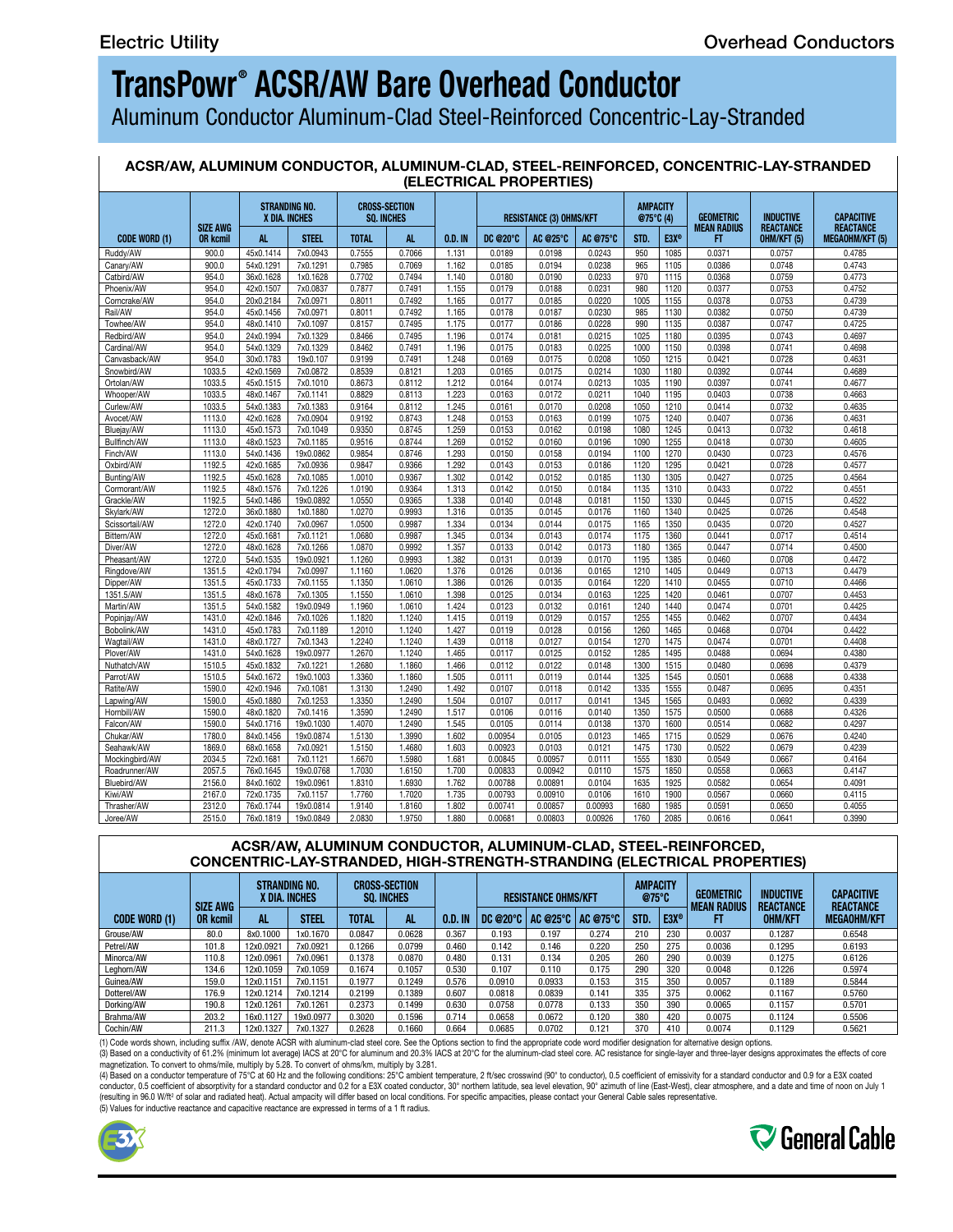# TransPowr® ACSR/AW Bare Overhead Conductor

Aluminum Conductor Aluminum-Clad Steel-Reinforced Concentric-Lay-Stranded

## ACSR/AW, ALUMINUM CONDUCTOR, ALUMINUM-CLAD, STEEL-REINFORCED, CONCENTRIC-LAY-STRANDED (ELECTRICAL PROPERTIES)

| CODE WORD (1) | SIZE AWG OR kcmil | STRANDING NO. X DIA. INCHES | | CROSS-SECTION SQ. INCHES | | O.D. IN | RESISTANCE (3) OHMS/KFT | | | AMPACITY @75°C (4) | | GEOMETRIC MEAN RADIUS FT | INDUCTIVE REACTANCE OHM/KFT (5) | CAPACITIVE REACTANCE MEGAOHM/KFT (5) |
|---|---|---|---|---|---|---|---|---|---|---|---|---|---|---|
| | | AL | STEEL | TOTAL | AL | | DC @20°C | AC @25°C | AC @75°C | STD. | E3X® | | | |
| Ruddy/AW | 900.0 | 45x0.1414 | 7x0.0943 | 0.7555 | 0.7066 | 1.131 | 0.0189 | 0.0198 | 0.0243 | 950 | 1085 | 0.0371 | 0.0757 | 0.4785 |
| Canary/AW | 900.0 | 54x0.1291 | 7x0.1291 | 0.7985 | 0.7069 | 1.162 | 0.0185 | 0.0194 | 0.0238 | 965 | 1105 | 0.0386 | 0.0748 | 0.4743 |
| Catbird/AW | 954.0 | 36x0.1628 | 1x0.1628 | 0.7702 | 0.7494 | 1.140 | 0.0180 | 0.0190 | 0.0233 | 970 | 1115 | 0.0368 | 0.0759 | 0.4773 |
| Phoenix/AW | 954.0 | 42x0.1507 | 7x0.0837 | 0.7877 | 0.7491 | 1.155 | 0.0179 | 0.0188 | 0.0231 | 980 | 1120 | 0.0377 | 0.0753 | 0.4752 |
| Corncrake/AW | 954.0 | 20x0.2184 | 7x0.0971 | 0.8011 | 0.7492 | 1.165 | 0.0177 | 0.0185 | 0.0220 | 1005 | 1155 | 0.0378 | 0.0753 | 0.4739 |
| Rail/AW | 954.0 | 45x0.1456 | 7x0.0971 | 0.8011 | 0.7492 | 1.165 | 0.0178 | 0.0187 | 0.0230 | 985 | 1130 | 0.0382 | 0.0750 | 0.4739 |
| Towhee/AW | 954.0 | 48x0.1410 | 7x0.1097 | 0.8157 | 0.7495 | 1.175 | 0.0177 | 0.0186 | 0.0228 | 990 | 1135 | 0.0387 | 0.0747 | 0.4725 |
| Redbird/AW | 954.0 | 24x0.1994 | 7x0.1329 | 0.8466 | 0.7495 | 1.196 | 0.0174 | 0.0181 | 0.0215 | 1025 | 1180 | 0.0395 | 0.0743 | 0.4697 |
| Cardinal/AW | 954.0 | 54x0.1329 | 7x0.1329 | 0.8462 | 0.7491 | 1.196 | 0.0175 | 0.0183 | 0.0225 | 1000 | 1150 | 0.0398 | 0.0741 | 0.4698 |
| Canvasback/AW | 954.0 | 30x0.1783 | 19x0.107 | 0.9199 | 0.7491 | 1.248 | 0.0169 | 0.0175 | 0.0208 | 1050 | 1215 | 0.0421 | 0.0728 | 0.4631 |
| Snowbird/AW | 1033.5 | 42x0.1569 | 7x0.0872 | 0.8539 | 0.8121 | 1.203 | 0.0165 | 0.0175 | 0.0214 | 1030 | 1180 | 0.0392 | 0.0744 | 0.4689 |
| Ortolan/AW | 1033.5 | 45x0.1515 | 7x0.1010 | 0.8673 | 0.8112 | 1.212 | 0.0164 | 0.0174 | 0.0213 | 1035 | 1190 | 0.0397 | 0.0741 | 0.4677 |
| Whooper/AW | 1033.5 | 48x0.1467 | 7x0.1141 | 0.8829 | 0.8113 | 1.223 | 0.0163 | 0.0172 | 0.0211 | 1040 | 1195 | 0.0403 | 0.0738 | 0.4663 |
| Curlew/AW | 1033.5 | 54x0.1383 | 7x0.1383 | 0.9164 | 0.8112 | 1.245 | 0.0161 | 0.0170 | 0.0208 | 1050 | 1210 | 0.0414 | 0.0732 | 0.4635 |
| Avocet/AW | 1113.0 | 42x0.1628 | 7x0.0904 | 0.9192 | 0.8743 | 1.248 | 0.0153 | 0.0163 | 0.0199 | 1075 | 1240 | 0.0407 | 0.0736 | 0.4631 |
| Bluejay/AW | 1113.0 | 45x0.1573 | 7x0.1049 | 0.9350 | 0.8745 | 1.259 | 0.0153 | 0.0162 | 0.0198 | 1080 | 1245 | 0.0413 | 0.0732 | 0.4618 |
| Bullfinch/AW | 1113.0 | 48x0.1523 | 7x0.1185 | 0.9516 | 0.8744 | 1.269 | 0.0152 | 0.0160 | 0.0196 | 1090 | 1255 | 0.0418 | 0.0730 | 0.4605 |
| Finch/AW | 1113.0 | 54x0.1436 | 19x0.0862 | 0.9854 | 0.8746 | 1.293 | 0.0150 | 0.0158 | 0.0194 | 1100 | 1270 | 0.0430 | 0.0723 | 0.4576 |
| Oxbird/AW | 1192.5 | 42x0.1685 | 7x0.0936 | 0.9847 | 0.9366 | 1.292 | 0.0143 | 0.0153 | 0.0186 | 1120 | 1295 | 0.0421 | 0.0728 | 0.4577 |
| Bunting/AW | 1192.5 | 45x0.1628 | 7x0.1085 | 1.0010 | 0.9367 | 1.302 | 0.0142 | 0.0152 | 0.0185 | 1130 | 1305 | 0.0427 | 0.0725 | 0.4564 |
| Cormorant/AW | 1192.5 | 48x0.1576 | 7x0.1226 | 1.0190 | 0.9364 | 1.313 | 0.0142 | 0.0150 | 0.0184 | 1135 | 1310 | 0.0433 | 0.0722 | 0.4551 |
| Grackle/AW | 1192.5 | 54x0.1486 | 19x0.0892 | 1.0550 | 0.9365 | 1.338 | 0.0140 | 0.0148 | 0.0181 | 1150 | 1330 | 0.0445 | 0.0715 | 0.4522 |
| Skylark/AW | 1272.0 | 36x0.1880 | 1x0.1880 | 1.0270 | 0.9993 | 1.316 | 0.0135 | 0.0145 | 0.0176 | 1160 | 1340 | 0.0425 | 0.0726 | 0.4548 |
| Scissortail/AW | 1272.0 | 42x0.1740 | 7x0.0967 | 1.0500 | 0.9987 | 1.334 | 0.0134 | 0.0144 | 0.0175 | 1165 | 1350 | 0.0435 | 0.0720 | 0.4527 |
| Bittern/AW | 1272.0 | 45x0.1681 | 7x0.1121 | 1.0680 | 0.9987 | 1.345 | 0.0134 | 0.0143 | 0.0174 | 1175 | 1360 | 0.0441 | 0.0717 | 0.4514 |
| Diver/AW | 1272.0 | 48x0.1628 | 7x0.1266 | 1.0870 | 0.9992 | 1.357 | 0.0133 | 0.0142 | 0.0173 | 1180 | 1365 | 0.0447 | 0.0714 | 0.4500 |
| Pheasant/AW | 1272.0 | 54x0.1535 | 19x0.0921 | 1.1260 | 0.9993 | 1.382 | 0.0131 | 0.0139 | 0.0170 | 1195 | 1385 | 0.0460 | 0.0708 | 0.4472 |
| Ringdove/AW | 1351.5 | 42x0.1794 | 7x0.0997 | 1.1160 | 1.0620 | 1.376 | 0.0126 | 0.0136 | 0.0165 | 1210 | 1405 | 0.0449 | 0.0713 | 0.4479 |
| Dipper/AW | 1351.5 | 45x0.1733 | 7x0.1155 | 1.1350 | 1.0610 | 1.386 | 0.0126 | 0.0135 | 0.0164 | 1220 | 1410 | 0.0455 | 0.0710 | 0.4466 |
| 1351.5/AW | 1351.5 | 48x0.1678 | 7x0.1305 | 1.1550 | 1.0610 | 1.398 | 0.0125 | 0.0134 | 0.0163 | 1225 | 1420 | 0.0461 | 0.0707 | 0.4453 |
| Martin/AW | 1351.5 | 54x0.1582 | 19x0.0949 | 1.1960 | 1.0610 | 1.424 | 0.0123 | 0.0132 | 0.0161 | 1240 | 1440 | 0.0474 | 0.0701 | 0.4425 |
| Popinjay/AW | 1431.0 | 42x0.1846 | 7x0.1026 | 1.1820 | 1.1240 | 1.415 | 0.0119 | 0.0129 | 0.0157 | 1255 | 1455 | 0.0462 | 0.0707 | 0.4434 |
| Bobolink/AW | 1431.0 | 45x0.1783 | 7x0.1189 | 1.2010 | 1.1240 | 1.427 | 0.0119 | 0.0128 | 0.0156 | 1260 | 1465 | 0.0468 | 0.0704 | 0.4422 |
| Wagtail/AW | 1431.0 | 48x0.1727 | 7x0.1343 | 1.2240 | 1.1240 | 1.439 | 0.0118 | 0.0127 | 0.0154 | 1270 | 1475 | 0.0474 | 0.0701 | 0.4408 |
| Plover/AW | 1431.0 | 54x0.1628 | 19x0.0977 | 1.2670 | 1.1240 | 1.465 | 0.0117 | 0.0125 | 0.0152 | 1285 | 1495 | 0.0488 | 0.0694 | 0.4380 |
| Nuthatch/AW | 1510.5 | 45x0.1832 | 7x0.1221 | 1.2680 | 1.1860 | 1.466 | 0.0112 | 0.0122 | 0.0148 | 1300 | 1515 | 0.0480 | 0.0698 | 0.4379 |
| Parrot/AW | 1510.5 | 54x0.1672 | 19x0.1003 | 1.3360 | 1.1860 | 1.505 | 0.0111 | 0.0119 | 0.0144 | 1325 | 1545 | 0.0501 | 0.0688 | 0.4338 |
| Ratite/AW | 1590.0 | 42x0.1946 | 7x0.1081 | 1.3130 | 1.2490 | 1.492 | 0.0107 | 0.0118 | 0.0142 | 1335 | 1555 | 0.0487 | 0.0695 | 0.4351 |
| Lapwing/AW | 1590.0 | 45x0.1880 | 7x0.1253 | 1.3350 | 1.2490 | 1.504 | 0.0107 | 0.0117 | 0.0141 | 1345 | 1565 | 0.0493 | 0.0692 | 0.4339 |
| Hornbill/AW | 1590.0 | 48x0.1820 | 7x0.1416 | 1.3590 | 1.2490 | 1.517 | 0.0106 | 0.0116 | 0.0140 | 1350 | 1575 | 0.0500 | 0.0688 | 0.4326 |
| Falcon/AW | 1590.0 | 54x0.1716 | 19x0.1030 | 1.4070 | 1.2490 | 1.545 | 0.0105 | 0.0114 | 0.0138 | 1370 | 1600 | 0.0514 | 0.0682 | 0.4297 |
| Chukar/AW | 1780.0 | 84x0.1456 | 19x0.0874 | 1.5130 | 1.3990 | 1.602 | 0.00954 | 0.0105 | 0.0123 | 1465 | 1715 | 0.0529 | 0.0676 | 0.4240 |
| Seahawk/AW | 1869.0 | 68x0.1658 | 7x0.0921 | 1.5150 | 1.4680 | 1.603 | 0.00923 | 0.0103 | 0.0121 | 1475 | 1730 | 0.0522 | 0.0679 | 0.4239 |
| Mockingbird/AW | 2034.5 | 72x0.1681 | 7x0.1121 | 1.6670 | 1.5980 | 1.681 | 0.00845 | 0.00957 | 0.0111 | 1555 | 1830 | 0.0549 | 0.0667 | 0.4164 |
| Roadrunner/AW | 2057.5 | 76x0.1645 | 19x0.0768 | 1.7030 | 1.6150 | 1.700 | 0.00833 | 0.00942 | 0.0110 | 1575 | 1850 | 0.0558 | 0.0663 | 0.4147 |
| Bluebird/AW | 2156.0 | 84x0.1602 | 19x0.0961 | 1.8310 | 1.6930 | 1.762 | 0.00788 | 0.00891 | 0.0104 | 1635 | 1925 | 0.0582 | 0.0654 | 0.4091 |
| Kiwi/AW | 2167.0 | 72x0.1735 | 7x0.1157 | 1.7760 | 1.7020 | 1.735 | 0.00793 | 0.00910 | 0.0106 | 1610 | 1900 | 0.0567 | 0.0660 | 0.4115 |
| Thrasher/AW | 2312.0 | 76x0.1744 | 19x0.0814 | 1.9140 | 1.8160 | 1.802 | 0.00741 | 0.00857 | 0.00993 | 1680 | 1985 | 0.0591 | 0.0650 | 0.4055 |
| Joree/AW | 2515.0 | 76x0.1819 | 19x0.0849 | 2.0830 | 1.9750 | 1.880 | 0.00681 | 0.00803 | 0.00926 | 1760 | 2085 | 0.0616 | 0.0641 | 0.3990 |

## ACSR/AW, ALUMINUM CONDUCTOR, ALUMINUM-CLAD, STEEL-REINFORCED, CONCENTRIC-LAY-STRANDED, HIGH-STRENGTH-STRANDING (ELECTRICAL PROPERTIES)

| CODE WORD (1) | SIZE AWG OR kcmil | STRANDING NO. X DIA. INCHES | | CROSS-SECTION SQ. INCHES | | O.D. IN | RESISTANCE OHMS/KFT | | | AMPACITY @75°C | | GEOMETRIC MEAN RADIUS FT | INDUCTIVE REACTANCE OHM/KFT | CAPACITIVE REACTANCE MEGAOHM/KFT |
|---|---|---|---|---|---|---|---|---|---|---|---|---|---|---|
| | | AL | STEEL | TOTAL | AL | | DC @20°C | AC @25°C | AC @75°C | STD. | E3X® | | | |
| Grouse/AW | 80.0 | 8x0.1000 | 1x0.1670 | 0.0847 | 0.0628 | 0.367 | 0.193 | 0.197 | 0.274 | 210 | 230 | 0.0037 | 0.1287 | 0.6548 |
| Petrel/AW | 101.8 | 12x0.0921 | 7x0.0921 | 0.1266 | 0.0799 | 0.460 | 0.142 | 0.146 | 0.220 | 250 | 275 | 0.0036 | 0.1295 | 0.6193 |
| Minorca/AW | 110.8 | 12x0.0961 | 7x0.0961 | 0.1378 | 0.0870 | 0.480 | 0.131 | 0.134 | 0.205 | 260 | 290 | 0.0039 | 0.1275 | 0.6126 |
| Leghorn/AW | 134.6 | 12x0.1059 | 7x0.1059 | 0.1674 | 0.1057 | 0.530 | 0.107 | 0.110 | 0.175 | 290 | 320 | 0.0048 | 0.1226 | 0.5974 |
| Guinea/AW | 159.0 | 12x0.1151 | 7x0.1151 | 0.1977 | 0.1249 | 0.576 | 0.0910 | 0.0933 | 0.153 | 315 | 350 | 0.0057 | 0.1189 | 0.5844 |
| Dotterel/AW | 176.9 | 12x0.1214 | 7x0.1214 | 0.2199 | 0.1389 | 0.607 | 0.0818 | 0.0839 | 0.141 | 335 | 375 | 0.0062 | 0.1167 | 0.5760 |
| Dorking/AW | 190.8 | 12x0.1261 | 7x0.1261 | 0.2373 | 0.1499 | 0.630 | 0.0758 | 0.0778 | 0.133 | 350 | 390 | 0.0065 | 0.1157 | 0.5701 |
| Brahma/AW | 203.2 | 16x0.1127 | 19x0.0977 | 0.3020 | 0.1596 | 0.714 | 0.0658 | 0.0672 | 0.120 | 380 | 420 | 0.0075 | 0.1124 | 0.5506 |
| Cochin/AW | 211.3 | 12x0.1327 | 7x0.1327 | 0.2628 | 0.1660 | 0.664 | 0.0685 | 0.0702 | 0.121 | 370 | 410 | 0.0074 | 0.1129 | 0.5621 |

(1) Code words shown, including suffix /AW, denote ACSR with aluminum-clad steel core. See the Options section to find the appropriate code word modifier designation for alternative design options.
(3) Based on a conductivity of 61.2% (minimum lot average) IACS at 20°C for aluminum and 20.3% IACS at 20°C for the aluminum-clad steel core. AC resistance for single-layer and three-layer designs approximates the effects of core magnetization. To convert to ohms/mile, multiply by 5.28. To convert of ohms/km, multiply by 3.281.
(4) Based on a conductor temperature of 75°C at 60 Hz and the following conditions: 25°C ambient temperature, 2 ft/sec crosswind (90° to conductor), 0.5 coefficient of emissivity for a standard conductor and 0.9 for a E3X coated conductor, 0.5 coefficient of absorptivity for a standard conductor and 0.2 for a E3X coated conductor, 30° northern latitude, sea level elevation, 90° azimuth of line (East-West), clear atmosphere, and a date and time of noon on July 1 (resulting in 96.0 W/ft² of solar and radiated heat). Actual ampacity will differ based on local conditions. For specific ampacities, please contact your General Cable sales representative.
(5) Values for inductive reactance and capacitive reactance are expressed in terms of a 1 ft radius.